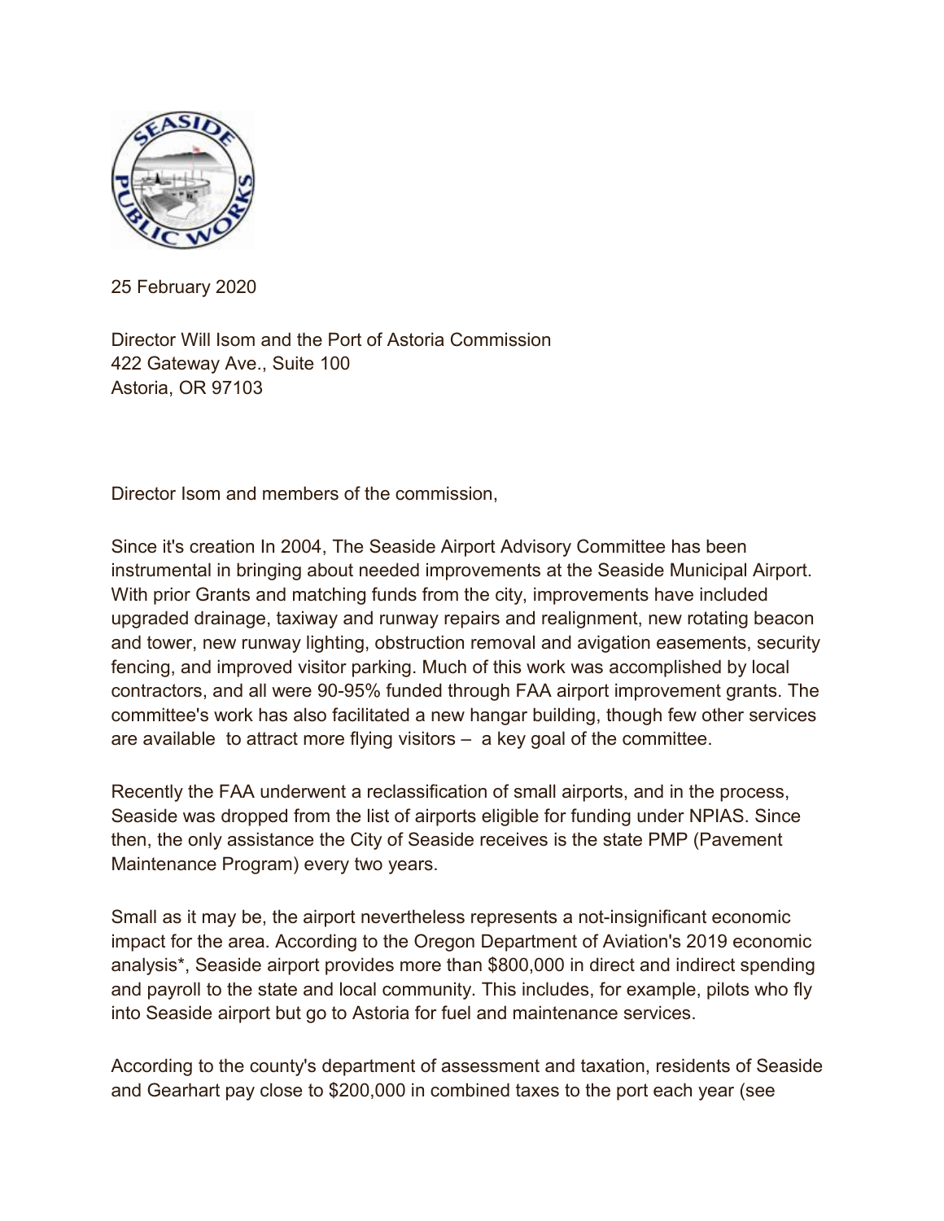25 February 2020

Director Will Isom and the Port of Astoria Commission
422 Gateway Ave., Suite 100
Astoria, OR 97103

Director Isom and members of the commission,

Since it's creation In 2004, The Seaside Airport Advisory Committee has been instrumental in bringing about needed improvements at the Seaside Municipal Airport. With prior Grants and matching funds from the city, improvements have included upgraded drainage, taxiway and runway repairs and realignment, new rotating beacon and tower, new runway lighting, obstruction removal and avigation easements, security fencing, and improved visitor parking. Much of this work was accomplished by local contractors, and all were 90-95% funded through FAA airport improvement grants. The committee's work has also facilitated a new hangar building, though few other services are available to attract more flying visitors – a key goal of the committee.

Recently the FAA underwent a reclassification of small airports, and in the process, Seaside was dropped from the list of airports eligible for funding under NPIAS. Since then, the only assistance the City of Seaside receives is the state PMP (Pavement Maintenance Program) every two years.

Small as it may be, the airport nevertheless represents a not-insignificant economic impact for the area. According to the Oregon Department of Aviation's 2019 economic analysis*, Seaside airport provides more than $800,000 in direct and indirect spending and payroll to the state and local community. This includes, for example, pilots who fly into Seaside airport but go to Astoria for fuel and maintenance services.

According to the county's department of assessment and taxation, residents of Seaside and Gearhart pay close to $200,000 in combined taxes to the port each year (see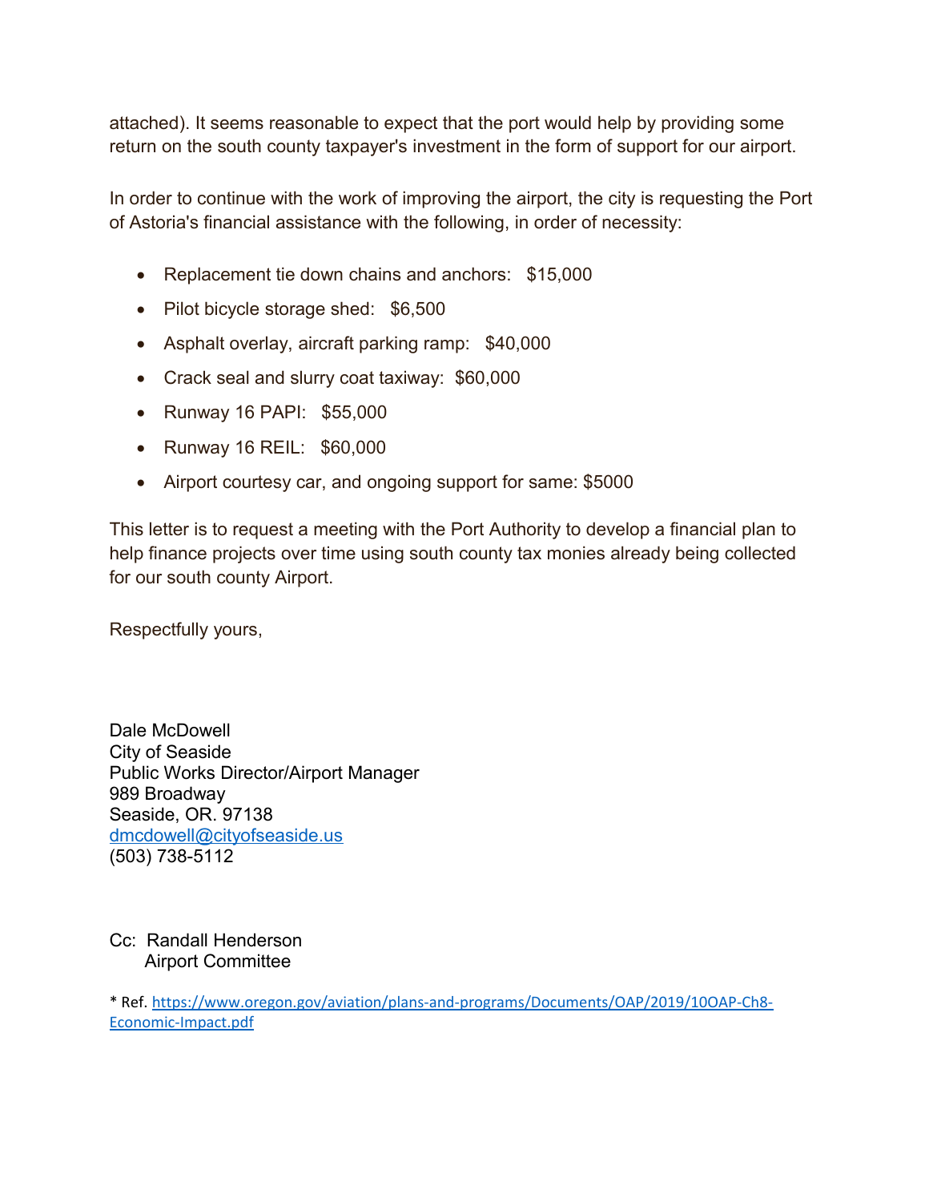attached). It seems reasonable to expect that the port would help by providing some return on the south county taxpayer's investment in the form of support for our airport.

In order to continue with the work of improving the airport, the city is requesting the Port of Astoria's financial assistance with the following, in order of necessity:

- Replacement tie down chains and anchors: $15,000
- Pilot bicycle storage shed: $6,500
- Asphalt overlay, aircraft parking ramp: $40,000
- Crack seal and slurry coat taxiway: $60,000
- Runway 16 PAPI: $55,000
- Runway 16 REIL: $60,000
- Airport courtesy car, and ongoing support for same: $5000

This letter is to request a meeting with the Port Authority to develop a financial plan to help finance projects over time using south county tax monies already being collected for our south county Airport.

Respectfully yours,

Dale McDowell
City of Seaside
Public Works Director/Airport Manager
989 Broadway
Seaside, OR. 97138
dmcdowell@cityofseaside.us
(503) 738-5112

Cc: Randall Henderson
Airport Committee

* Ref. https://www.oregon.gov/aviation/plans-and-programs/Documents/OAP/2019/10OAP-Ch8-Economic-Impact.pdf